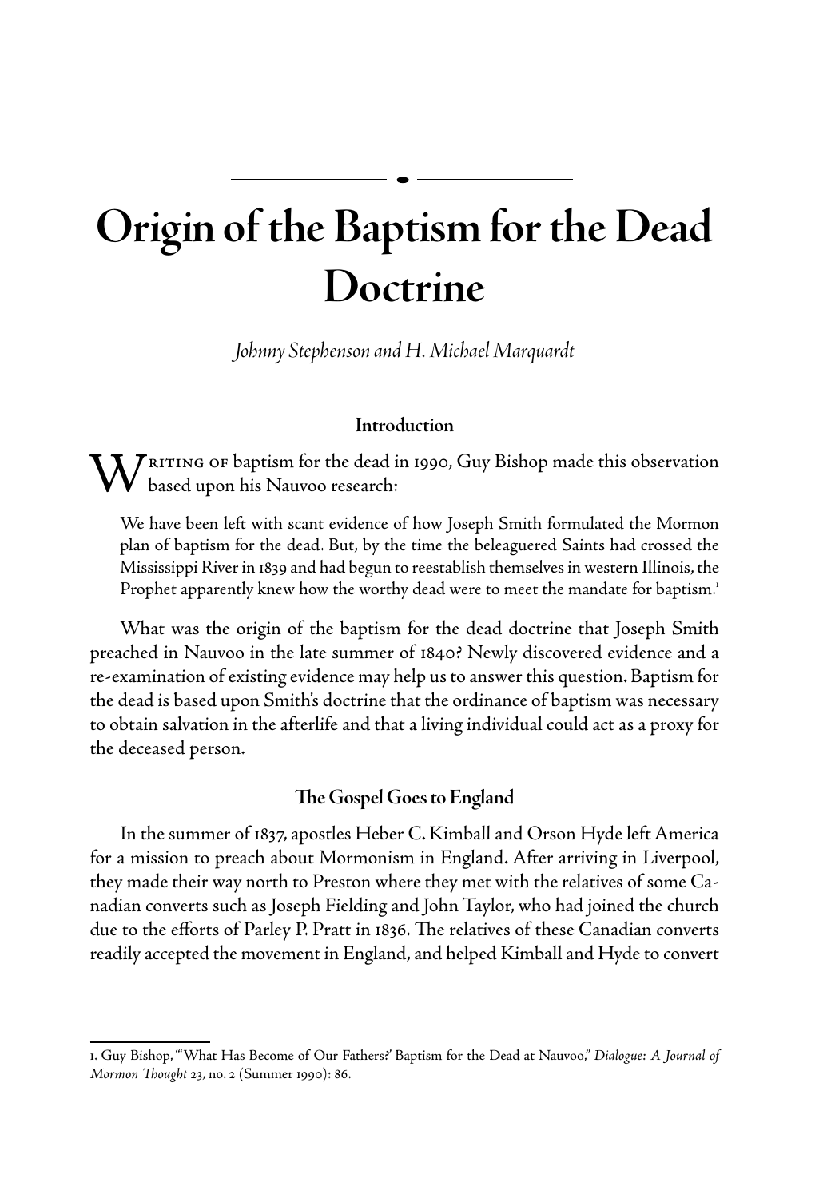# Origin of the Baptism for the Dead Doctrine

*Johnny Stephenson and H. Michael Marquardt*

## Introduction

Writing of baptism for the dead in 1990, Guy Bishop made this observation based upon his Nauvoo research:

> We have been left with scant evidence of how Joseph Smith formulated the Mormon plan of baptism for the dead. But, by the time the beleaguered Saints had crossed the Mississippi River in 1839 and had begun to reestablish themselves in western Illinois, the Prophet apparently knew how the worthy dead were to meet the mandate for baptism.[1]

What was the origin of the baptism for the dead doctrine that Joseph Smith preached in Nauvoo in the late summer of 1840? Newly discovered evidence and a re-examination of existing evidence may help us to answer this question. Baptism for the dead is based upon Smith's doctrine that the ordinance of baptism was necessary to obtain salvation in the afterlife and that a living individual could act as a proxy for the deceased person.

## The Gospel Goes to England

In the summer of 1837, apostles Heber C. Kimball and Orson Hyde left America for a mission to preach about Mormonism in England. After arriving in Liverpool, they made their way north to Preston where they met with the relatives of some Canadian converts such as Joseph Fielding and John Taylor, who had joined the church due to the efforts of Parley P. Pratt in 1836. The relatives of these Canadian converts readily accepted the movement in England, and helped Kimball and Hyde to convert

---

1. Guy Bishop, "'What Has Become of Our Fathers?' Baptism for the Dead at Nauvoo," *Dialogue: A Journal of Mormon Thought* 23, no. 2 (Summer 1990): 86.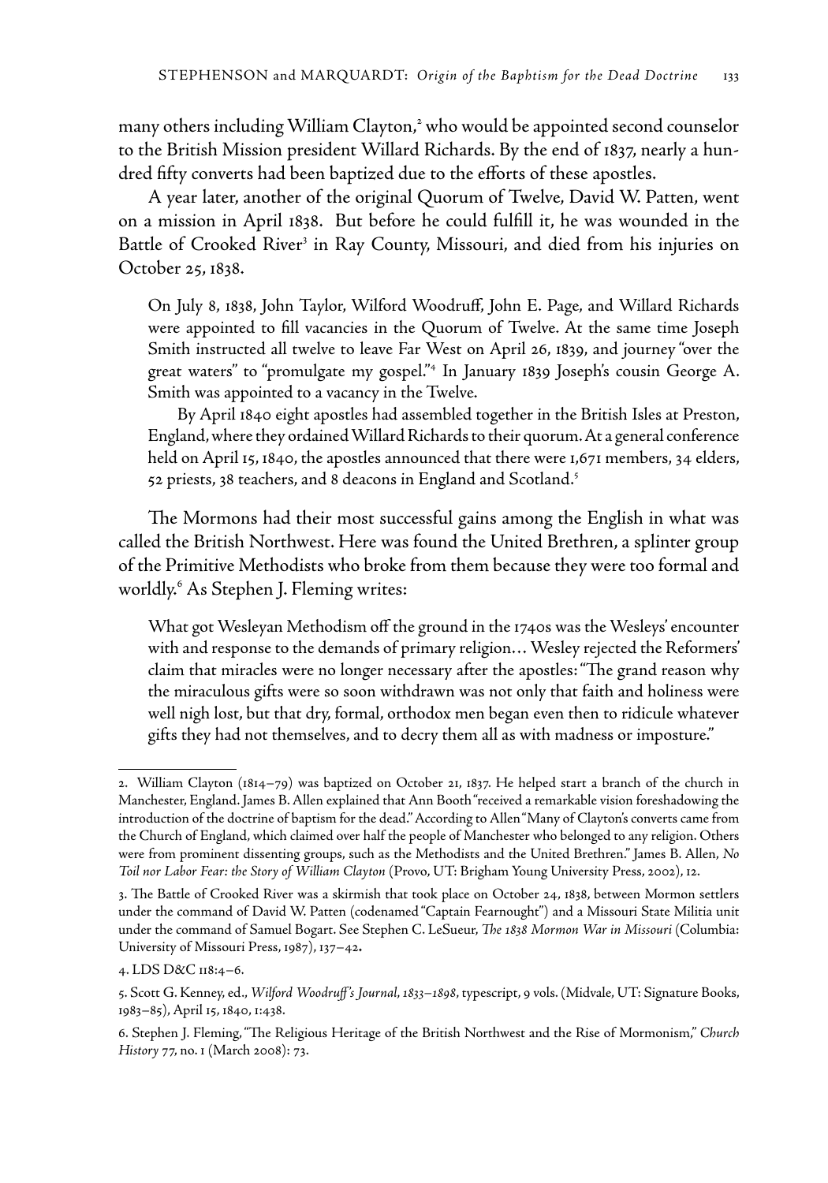many others including William Clayton,[2] who would be appointed second counselor to the British Mission president Willard Richards. By the end of 1837, nearly a hundred fifty converts had been baptized due to the efforts of these apostles.

A year later, another of the original Quorum of Twelve, David W. Patten, went on a mission in April 1838. But before he could fulfill it, he was wounded in the Battle of Crooked River[3] in Ray County, Missouri, and died from his injuries on October 25, 1838.

> On July 8, 1838, John Taylor, Wilford Woodruff, John E. Page, and Willard Richards were appointed to fill vacancies in the Quorum of Twelve. At the same time Joseph Smith instructed all twelve to leave Far West on April 26, 1839, and journey "over the great waters" to "promulgate my gospel."[4] In January 1839 Joseph's cousin George A. Smith was appointed to a vacancy in the Twelve.
>
> By April 1840 eight apostles had assembled together in the British Isles at Preston, England, where they ordained Willard Richards to their quorum. At a general conference held on April 15, 1840, the apostles announced that there were 1,671 members, 34 elders, 52 priests, 38 teachers, and 8 deacons in England and Scotland.[5]

The Mormons had their most successful gains among the English in what was called the British Northwest. Here was found the United Brethren, a splinter group of the Primitive Methodists who broke from them because they were too formal and worldly.[6] As Stephen J. Fleming writes:

> What got Wesleyan Methodism off the ground in the 1740s was the Wesleys' encounter with and response to the demands of primary religion… Wesley rejected the Reformers' claim that miracles were no longer necessary after the apostles: "The grand reason why the miraculous gifts were so soon withdrawn was not only that faith and holiness were well nigh lost, but that dry, formal, orthodox men began even then to ridicule whatever gifts they had not themselves, and to decry them all as with madness or imposture."

---

2. William Clayton (1814–79) was baptized on October 21, 1837. He helped start a branch of the church in Manchester, England. James B. Allen explained that Ann Booth "received a remarkable vision foreshadowing the introduction of the doctrine of baptism for the dead." According to Allen "Many of Clayton's converts came from the Church of England, which claimed over half the people of Manchester who belonged to any religion. Others were from prominent dissenting groups, such as the Methodists and the United Brethren." James B. Allen, *No Toil nor Labor Fear: the Story of William Clayton* (Provo, UT: Brigham Young University Press, 2002), 12.

3. The Battle of Crooked River was a skirmish that took place on October 24, 1838, between Mormon settlers under the command of David W. Patten (codenamed "Captain Fearnought") and a Missouri State Militia unit under the command of Samuel Bogart. See Stephen C. LeSueur, *The 1838 Mormon War in Missouri* (Columbia: University of Missouri Press, 1987), 137–42.

4. LDS D&C 118:4–6.

5. Scott G. Kenney, ed., *Wilford Woodruff's Journal, 1833–1898*, typescript, 9 vols. (Midvale, UT: Signature Books, 1983–85), April 15, 1840, 1:438.

6. Stephen J. Fleming, "The Religious Heritage of the British Northwest and the Rise of Mormonism," *Church History* 77, no. 1 (March 2008): 73.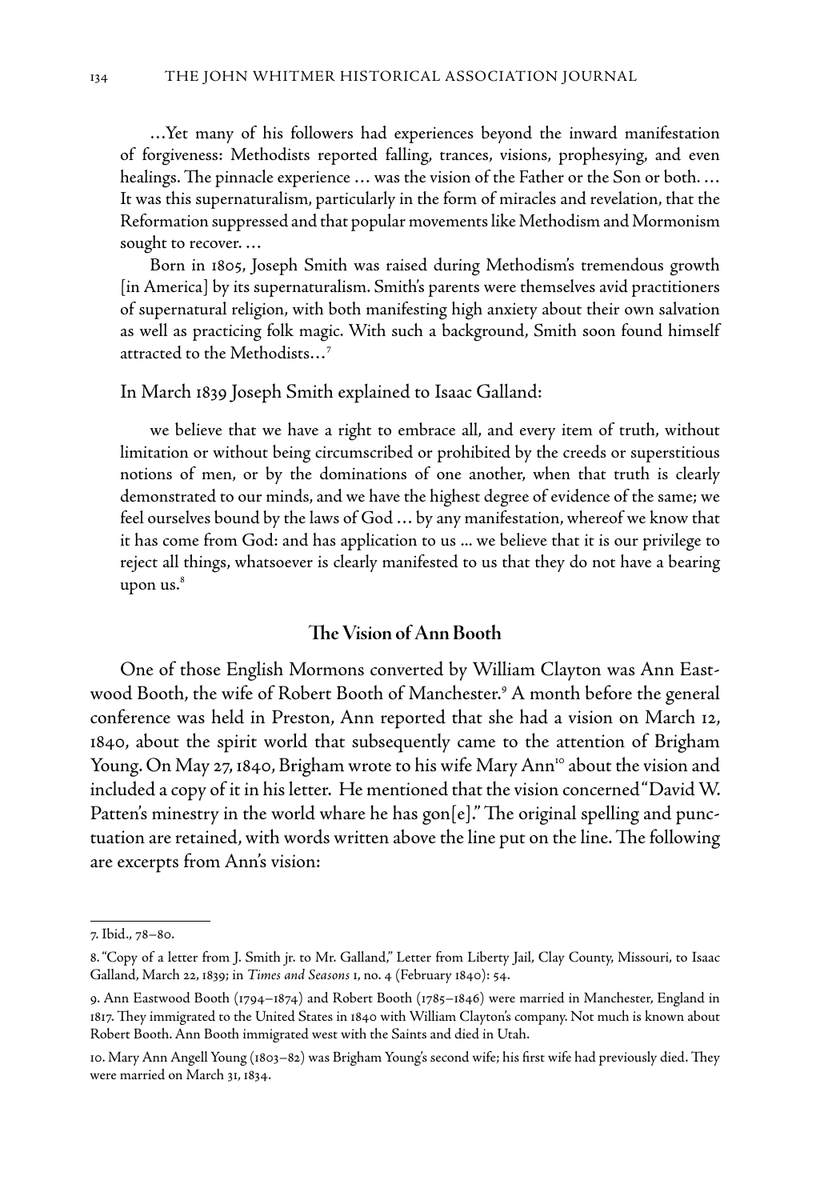…Yet many of his followers had experiences beyond the inward manifestation of forgiveness: Methodists reported falling, trances, visions, prophesying, and even healings. The pinnacle experience … was the vision of the Father or the Son or both. … It was this supernaturalism, particularly in the form of miracles and revelation, that the Reformation suppressed and that popular movements like Methodism and Mormonism sought to recover. …

Born in 1805, Joseph Smith was raised during Methodism's tremendous growth [in America] by its supernaturalism. Smith's parents were themselves avid practitioners of supernatural religion, with both manifesting high anxiety about their own salvation as well as practicing folk magic. With such a background, Smith soon found himself attracted to the Methodists…[7]

In March 1839 Joseph Smith explained to Isaac Galland:

> we believe that we have a right to embrace all, and every item of truth, without limitation or without being circumscribed or prohibited by the creeds or superstitious notions of men, or by the dominations of one another, when that truth is clearly demonstrated to our minds, and we have the highest degree of evidence of the same; we feel ourselves bound by the laws of God … by any manifestation, whereof we know that it has come from God: and has application to us ... we believe that it is our privilege to reject all things, whatsoever is clearly manifested to us that they do not have a bearing upon us.[8]

## The Vision of Ann Booth

One of those English Mormons converted by William Clayton was Ann Eastwood Booth, the wife of Robert Booth of Manchester.[9] A month before the general conference was held in Preston, Ann reported that she had a vision on March 12, 1840, about the spirit world that subsequently came to the attention of Brigham Young. On May 27, 1840, Brigham wrote to his wife Mary Ann[10] about the vision and included a copy of it in his letter. He mentioned that the vision concerned "David W. Patten's minestry in the world whare he has gon[e]." The original spelling and punctuation are retained, with words written above the line put on the line. The following are excerpts from Ann's vision:

---

7. Ibid., 78–80.

8. "Copy of a letter from J. Smith jr. to Mr. Galland," Letter from Liberty Jail, Clay County, Missouri, to Isaac Galland, March 22, 1839; in *Times and Seasons* 1, no. 4 (February 1840): 54.

9. Ann Eastwood Booth (1794–1874) and Robert Booth (1785–1846) were married in Manchester, England in 1817. They immigrated to the United States in 1840 with William Clayton's company. Not much is known about Robert Booth. Ann Booth immigrated west with the Saints and died in Utah.

10. Mary Ann Angell Young (1803–82) was Brigham Young's second wife; his first wife had previously died. They were married on March 31, 1834.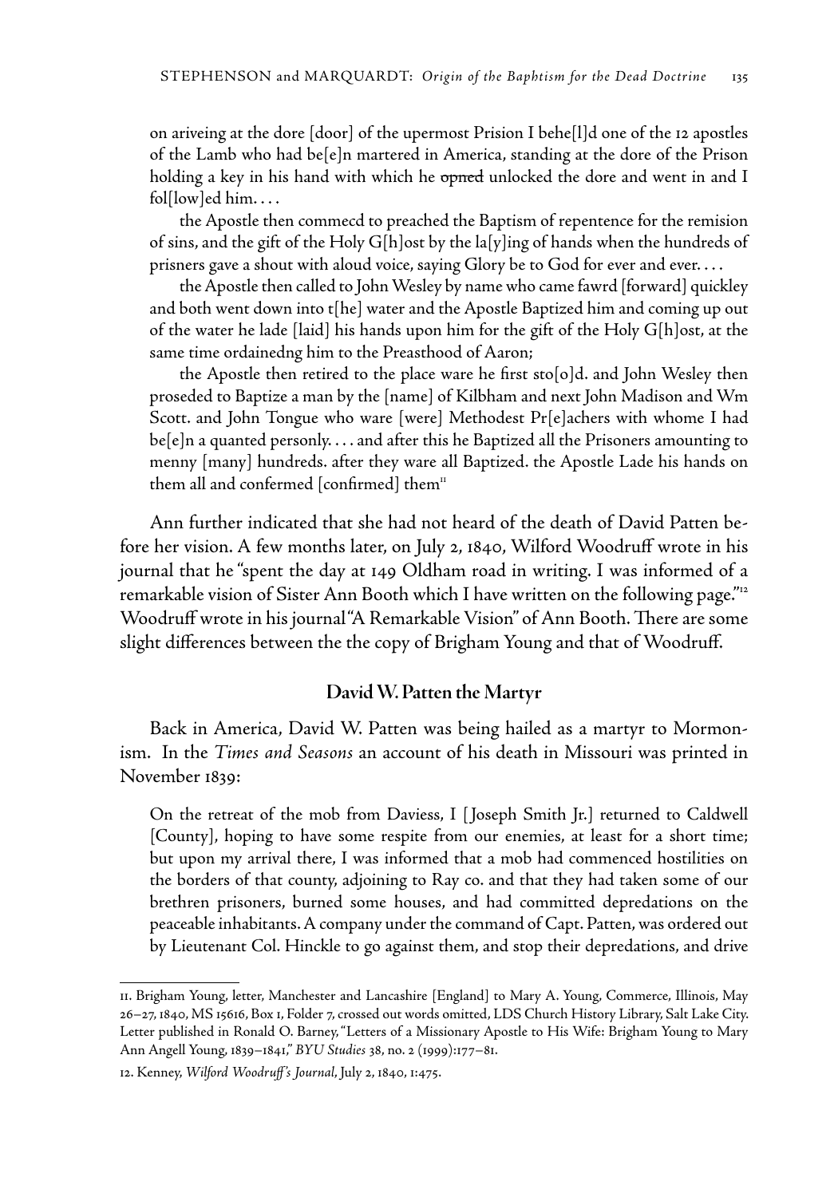on ariveing at the dore [door] of the uppermost Prision I behe[l]d one of the 12 apostles of the Lamb who had be[e]n martered in America, standing at the dore of the Prison holding a key in his hand with which he ~~opned~~ unlocked the dore and went in and I fol[low]ed him. . . .

the Apostle then commecd to preached the Baptism of repentence for the remision of sins, and the gift of the Holy G[h]ost by the la[y]ing of hands when the hundreds of prisners gave a shout with aloud voice, saying Glory be to God for ever and ever. . . .

the Apostle then called to John Wesley by name who came fawrd [forward] quickley and both went down into t[he] water and the Apostle Baptized him and coming up out of the water he lade [laid] his hands upon him for the gift of the Holy G[h]ost, at the same time ordainedng him to the Preasthood of Aaron;

the Apostle then retired to the place ware he first sto[o]d. and John Wesley then proseded to Baptize a man by the [name] of Kilbham and next John Madison and Wm Scott. and John Tongue who ware [were] Methodest Pr[e]achers with whome I had be[e]n a quanted personly. . . . and after this he Baptized all the Prisoners amounting to menny [many] hundreds. after they ware all Baptized. the Apostle Lade his hands on them all and confermed [confirmed] them[11]

Ann further indicated that she had not heard of the death of David Patten before her vision. A few months later, on July 2, 1840, Wilford Woodruff wrote in his journal that he "spent the day at 149 Oldham road in writing. I was informed of a remarkable vision of Sister Ann Booth which I have written on the following page."[12] Woodruff wrote in his journal "A Remarkable Vision" of Ann Booth. There are some slight differences between the the copy of Brigham Young and that of Woodruff.

## David W. Patten the Martyr

Back in America, David W. Patten was being hailed as a martyr to Mormonism. In the *Times and Seasons* an account of his death in Missouri was printed in November 1839:

On the retreat of the mob from Daviess, I [Joseph Smith Jr.] returned to Caldwell [County], hoping to have some respite from our enemies, at least for a short time; but upon my arrival there, I was informed that a mob had commenced hostilities on the borders of that county, adjoining to Ray co. and that they had taken some of our brethren prisoners, burned some houses, and had committed depredations on the peaceable inhabitants. A company under the command of Capt. Patten, was ordered out by Lieutenant Col. Hinckle to go against them, and stop their depredations, and drive

---

11. Brigham Young, letter, Manchester and Lancashire [England] to Mary A. Young, Commerce, Illinois, May 26–27, 1840, MS 15616, Box 1, Folder 7, crossed out words omitted, LDS Church History Library, Salt Lake City. Letter published in Ronald O. Barney, "Letters of a Missionary Apostle to His Wife: Brigham Young to Mary Ann Angell Young, 1839–1841," *BYU Studies* 38, no. 2 (1999):177–81.

12. Kenney, *Wilford Woodruff's Journal*, July 2, 1840, 1:475.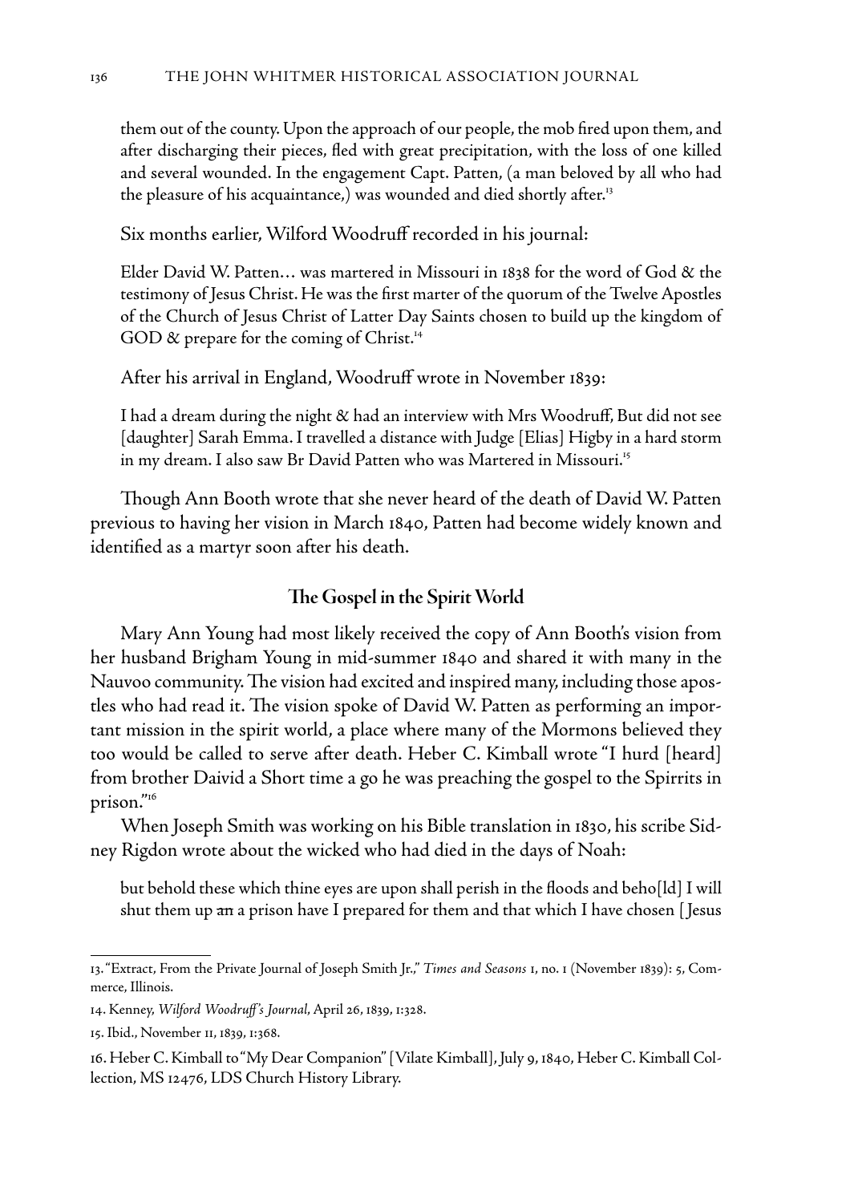them out of the county. Upon the approach of our people, the mob fired upon them, and after discharging their pieces, fled with great precipitation, with the loss of one killed and several wounded. In the engagement Capt. Patten, (a man beloved by all who had the pleasure of his acquaintance,) was wounded and died shortly after.[13]

Six months earlier, Wilford Woodruff recorded in his journal:

> Elder David W. Patten… was martered in Missouri in 1838 for the word of God & the testimony of Jesus Christ. He was the first marter of the quorum of the Twelve Apostles of the Church of Jesus Christ of Latter Day Saints chosen to build up the kingdom of GOD & prepare for the coming of Christ.[14]

After his arrival in England, Woodruff wrote in November 1839:

> I had a dream during the night & had an interview with Mrs Woodruff, But did not see [daughter] Sarah Emma. I travelled a distance with Judge [Elias] Higby in a hard storm in my dream. I also saw Br David Patten who was Martered in Missouri.[15]

Though Ann Booth wrote that she never heard of the death of David W. Patten previous to having her vision in March 1840, Patten had become widely known and identified as a martyr soon after his death.

## The Gospel in the Spirit World

Mary Ann Young had most likely received the copy of Ann Booth's vision from her husband Brigham Young in mid-summer 1840 and shared it with many in the Nauvoo community. The vision had excited and inspired many, including those apostles who had read it. The vision spoke of David W. Patten as performing an important mission in the spirit world, a place where many of the Mormons believed they too would be called to serve after death. Heber C. Kimball wrote "I hurd [heard] from brother Daivid a Short time a go he was preaching the gospel to the Spirrits in prison."[16]

When Joseph Smith was working on his Bible translation in 1830, his scribe Sidney Rigdon wrote about the wicked who had died in the days of Noah:

> but behold these which thine eyes are upon shall perish in the floods and beho[ld] I will shut them up ~~an~~ a prison have I prepared for them and that which I have chosen [Jesus

---

13. "Extract, From the Private Journal of Joseph Smith Jr.," *Times and Seasons* 1, no. 1 (November 1839): 5, Commerce, Illinois.

14. Kenney, *Wilford Woodruff's Journal*, April 26, 1839, 1:328.

15. Ibid., November 11, 1839, 1:368.

16. Heber C. Kimball to "My Dear Companion" [Vilate Kimball], July 9, 1840, Heber C. Kimball Collection, MS 12476, LDS Church History Library.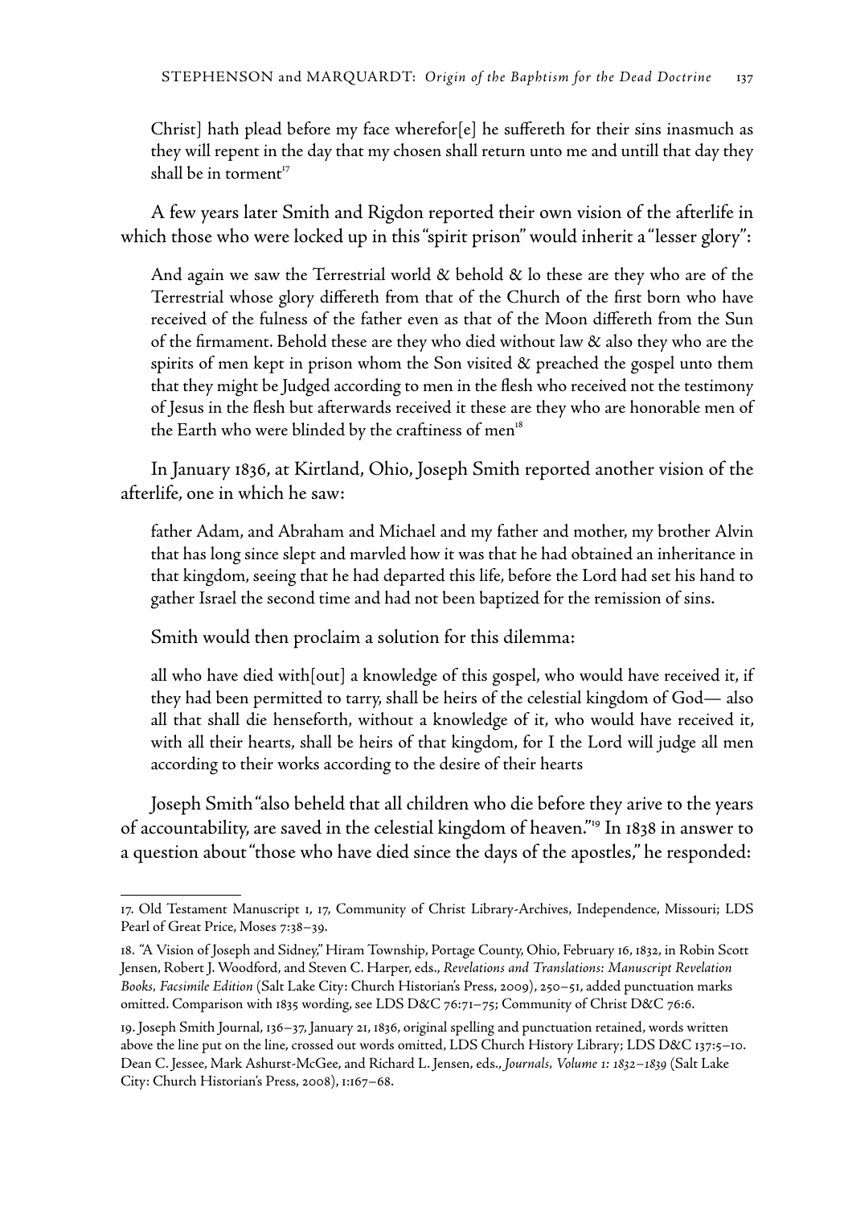Christ] hath plead before my face wherefor[e] he suffereth for their sins inasmuch as they will repent in the day that my chosen shall return unto me and untill that day they shall be in torment[17]

A few years later Smith and Rigdon reported their own vision of the afterlife in which those who were locked up in this "spirit prison" would inherit a "lesser glory":

> And again we saw the Terrestrial world & behold & lo these are they who are of the Terrestrial whose glory differeth from that of the Church of the first born who have received of the fulness of the father even as that of the Moon differeth from the Sun of the firmament. Behold these are they who died without law & also they who are the spirits of men kept in prison whom the Son visited & preached the gospel unto them that they might be Judged according to men in the flesh who received not the testimony of Jesus in the flesh but afterwards received it these are they who are honorable men of the Earth who were blinded by the craftiness of men[18]

In January 1836, at Kirtland, Ohio, Joseph Smith reported another vision of the afterlife, one in which he saw:

> father Adam, and Abraham and Michael and my father and mother, my brother Alvin that has long since slept and marvled how it was that he had obtained an inheritance in that kingdom, seeing that he had departed this life, before the Lord had set his hand to gather Israel the second time and had not been baptized for the remission of sins.

Smith would then proclaim a solution for this dilemma:

> all who have died with[out] a knowledge of this gospel, who would have received it, if they had been permitted to tarry, shall be heirs of the celestial kingdom of God— also all that shall die henseforth, without a knowledge of it, who would have received it, with all their hearts, shall be heirs of that kingdom, for I the Lord will judge all men according to their works according to the desire of their hearts

Joseph Smith "also beheld that all children who die before they arive to the years of accountability, are saved in the celestial kingdom of heaven."[19] In 1838 in answer to a question about "those who have died since the days of the apostles," he responded:

---

17. Old Testament Manuscript 1, 17, Community of Christ Library-Archives, Independence, Missouri; LDS Pearl of Great Price, Moses 7:38–39.

18. "A Vision of Joseph and Sidney," Hiram Township, Portage County, Ohio, February 16, 1832, in Robin Scott Jensen, Robert J. Woodford, and Steven C. Harper, eds., *Revelations and Translations: Manuscript Revelation Books, Facsimile Edition* (Salt Lake City: Church Historian's Press, 2009), 250–51, added punctuation marks omitted. Comparison with 1835 wording, see LDS D&C 76:71–75; Community of Christ D&C 76:6.

19. Joseph Smith Journal, 136–37, January 21, 1836, original spelling and punctuation retained, words written above the line put on the line, crossed out words omitted, LDS Church History Library; LDS D&C 137:5–10. Dean C. Jessee, Mark Ashurst-McGee, and Richard L. Jensen, eds., *Journals, Volume 1: 1832–1839* (Salt Lake City: Church Historian's Press, 2008), 1:167–68.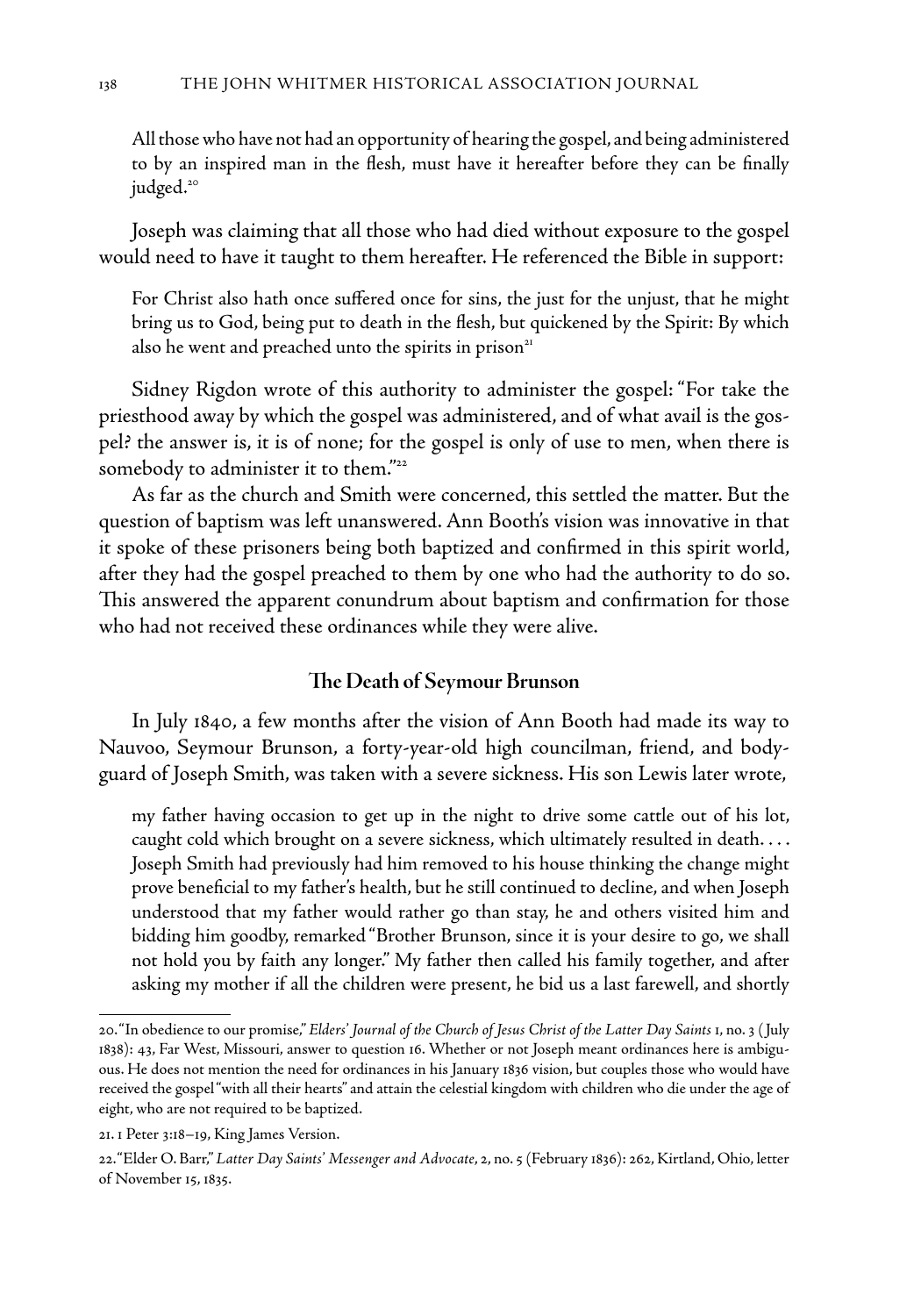> All those who have not had an opportunity of hearing the gospel, and being administered to by an inspired man in the flesh, must have it hereafter before they can be finally judged.[20]

Joseph was claiming that all those who had died without exposure to the gospel would need to have it taught to them hereafter. He referenced the Bible in support:

> For Christ also hath once suffered once for sins, the just for the unjust, that he might bring us to God, being put to death in the flesh, but quickened by the Spirit: By which also he went and preached unto the spirits in prison[21]

Sidney Rigdon wrote of this authority to administer the gospel: "For take the priesthood away by which the gospel was administered, and of what avail is the gospel? the answer is, it is of none; for the gospel is only of use to men, when there is somebody to administer it to them."[22]

As far as the church and Smith were concerned, this settled the matter. But the question of baptism was left unanswered. Ann Booth's vision was innovative in that it spoke of these prisoners being both baptized and confirmed in this spirit world, after they had the gospel preached to them by one who had the authority to do so. This answered the apparent conundrum about baptism and confirmation for those who had not received these ordinances while they were alive.

## The Death of Seymour Brunson

In July 1840, a few months after the vision of Ann Booth had made its way to Nauvoo, Seymour Brunson, a forty-year-old high councilman, friend, and bodyguard of Joseph Smith, was taken with a severe sickness. His son Lewis later wrote,

> my father having occasion to get up in the night to drive some cattle out of his lot, caught cold which brought on a severe sickness, which ultimately resulted in death. . . . Joseph Smith had previously had him removed to his house thinking the change might prove beneficial to my father's health, but he still continued to decline, and when Joseph understood that my father would rather go than stay, he and others visited him and bidding him goodby, remarked "Brother Brunson, since it is your desire to go, we shall not hold you by faith any longer." My father then called his family together, and after asking my mother if all the children were present, he bid us a last farewell, and shortly

---

20. "In obedience to our promise," *Elders' Journal of the Church of Jesus Christ of the Latter Day Saints* 1, no. 3 (July 1838): 43, Far West, Missouri, answer to question 16. Whether or not Joseph meant ordinances here is ambiguous. He does not mention the need for ordinances in his January 1836 vision, but couples those who would have received the gospel "with all their hearts" and attain the celestial kingdom with children who die under the age of eight, who are not required to be baptized.

21. 1 Peter 3:18–19, King James Version.

22. "Elder O. Barr," *Latter Day Saints' Messenger and Advocate*, 2, no. 5 (February 1836): 262, Kirtland, Ohio, letter of November 15, 1835.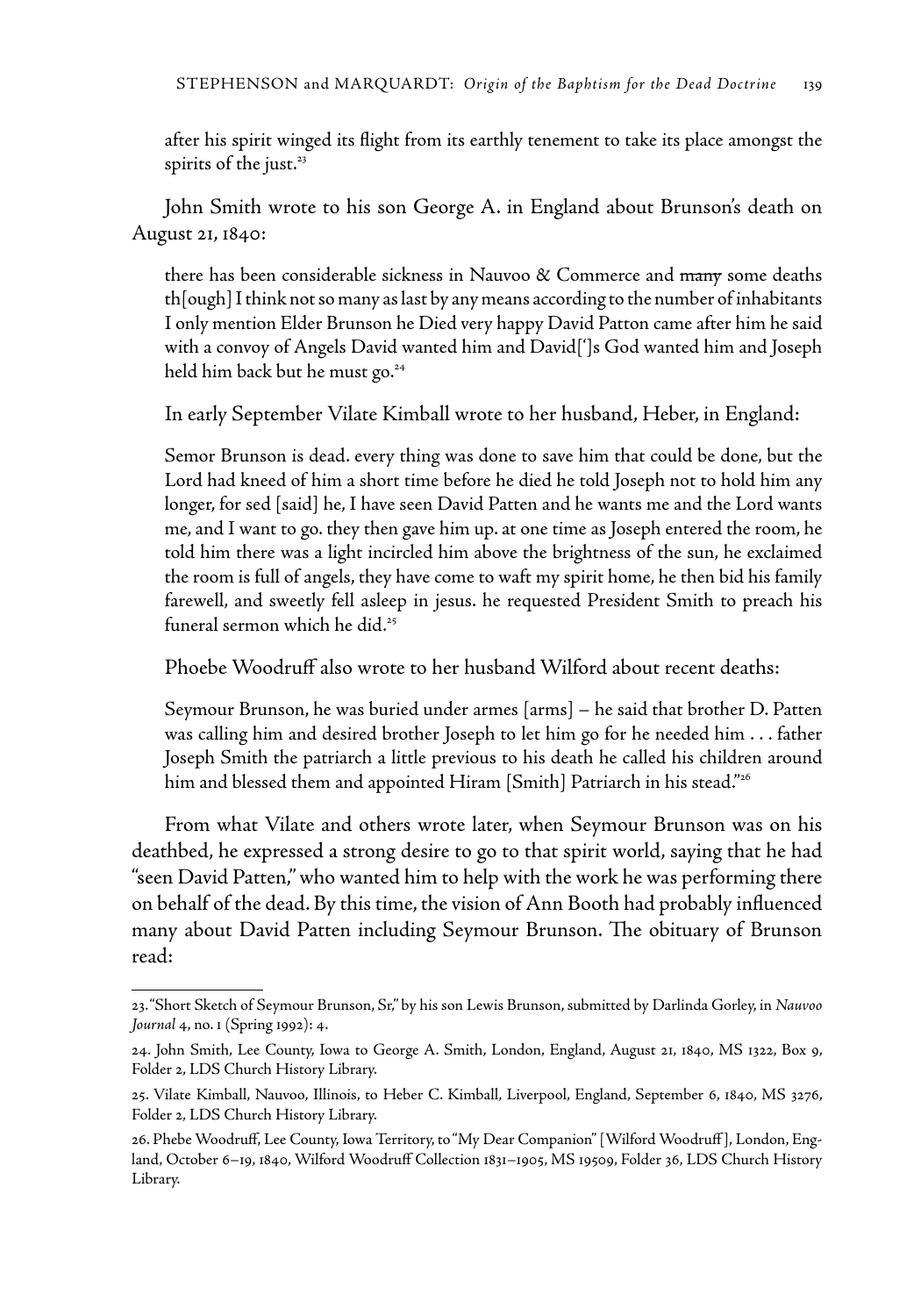after his spirit winged its flight from its earthly tenement to take its place amongst the spirits of the just.[23]

John Smith wrote to his son George A. in England about Brunson's death on August 21, 1840:

> there has been considerable sickness in Nauvoo & Commerce and ~~many~~ some deaths th[ough] I think not so many as last by any means according to the number of inhabitants I only mention Elder Brunson he Died very happy David Patton came after him he said with a convoy of Angels David wanted him and David[']s God wanted him and Joseph held him back but he must go.[24]

In early September Vilate Kimball wrote to her husband, Heber, in England:

> Semor Brunson is dead. every thing was done to save him that could be done, but the Lord had kneed of him a short time before he died he told Joseph not to hold him any longer, for sed [said] he, I have seen David Patten and he wants me and the Lord wants me, and I want to go. they then gave him up. at one time as Joseph entered the room, he told him there was a light incircled him above the brightness of the sun, he exclaimed the room is full of angels, they have come to waft my spirit home, he then bid his family farewell, and sweetly fell asleep in jesus. he requested President Smith to preach his funeral sermon which he did.[25]

Phoebe Woodruff also wrote to her husband Wilford about recent deaths:

> Seymour Brunson, he was buried under armes [arms] – he said that brother D. Patten was calling him and desired brother Joseph to let him go for he needed him . . . father Joseph Smith the patriarch a little previous to his death he called his children around him and blessed them and appointed Hiram [Smith] Patriarch in his stead."[26]

From what Vilate and others wrote later, when Seymour Brunson was on his deathbed, he expressed a strong desire to go to that spirit world, saying that he had "seen David Patten," who wanted him to help with the work he was performing there on behalf of the dead. By this time, the vision of Ann Booth had probably influenced many about David Patten including Seymour Brunson. The obituary of Brunson read:

---

23. "Short Sketch of Seymour Brunson, Sr," by his son Lewis Brunson, submitted by Darlinda Gorley, in *Nauvoo Journal* 4, no. 1 (Spring 1992): 4.

24. John Smith, Lee County, Iowa to George A. Smith, London, England, August 21, 1840, MS 1322, Box 9, Folder 2, LDS Church History Library.

25. Vilate Kimball, Nauvoo, Illinois, to Heber C. Kimball, Liverpool, England, September 6, 1840, MS 3276, Folder 2, LDS Church History Library.

26. Phebe Woodruff, Lee County, Iowa Territory, to "My Dear Companion" [Wilford Woodruff], London, England, October 6–19, 1840, Wilford Woodruff Collection 1831–1905, MS 19509, Folder 36, LDS Church History Library.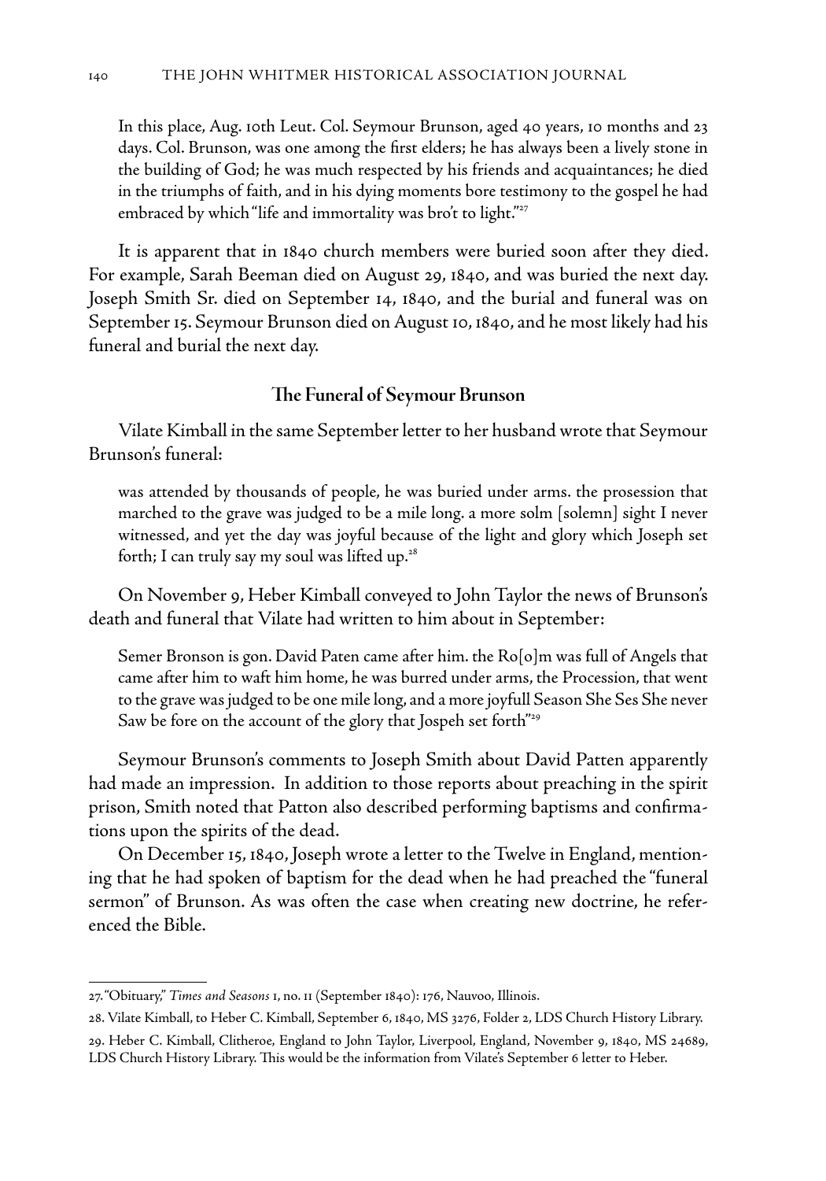> In this place, Aug. 10th Leut. Col. Seymour Brunson, aged 40 years, 10 months and 23 days. Col. Brunson, was one among the first elders; he has always been a lively stone in the building of God; he was much respected by his friends and acquaintances; he died in the triumphs of faith, and in his dying moments bore testimony to the gospel he had embraced by which "life and immortality was bro't to light."[27]

It is apparent that in 1840 church members were buried soon after they died. For example, Sarah Beeman died on August 29, 1840, and was buried the next day. Joseph Smith Sr. died on September 14, 1840, and the burial and funeral was on September 15. Seymour Brunson died on August 10, 1840, and he most likely had his funeral and burial the next day.

### The Funeral of Seymour Brunson

Vilate Kimball in the same September letter to her husband wrote that Seymour Brunson's funeral:

> was attended by thousands of people, he was buried under arms. the prosession that marched to the grave was judged to be a mile long. a more solm [solemn] sight I never witnessed, and yet the day was joyful because of the light and glory which Joseph set forth; I can truly say my soul was lifted up.[28]

On November 9, Heber Kimball conveyed to John Taylor the news of Brunson's death and funeral that Vilate had written to him about in September:

> Semer Bronson is gon. David Paten came after him. the Ro[o]m was full of Angels that came after him to waft him home, he was burred under arms, the Procession, that went to the grave was judged to be one mile long, and a more joyfull Season She Ses She never Saw be fore on the account of the glory that Jospeh set forth"[29]

Seymour Brunson's comments to Joseph Smith about David Patten apparently had made an impression. In addition to those reports about preaching in the spirit prison, Smith noted that Patton also described performing baptisms and confirmations upon the spirits of the dead.

On December 15, 1840, Joseph wrote a letter to the Twelve in England, mentioning that he had spoken of baptism for the dead when he had preached the "funeral sermon" of Brunson. As was often the case when creating new doctrine, he referenced the Bible.

---

27. "Obituary," *Times and Seasons* 1, no. 11 (September 1840): 176, Nauvoo, Illinois.

28. Vilate Kimball, to Heber C. Kimball, September 6, 1840, MS 3276, Folder 2, LDS Church History Library.

29. Heber C. Kimball, Clitheroe, England to John Taylor, Liverpool, England, November 9, 1840, MS 24689, LDS Church History Library. This would be the information from Vilate's September 6 letter to Heber.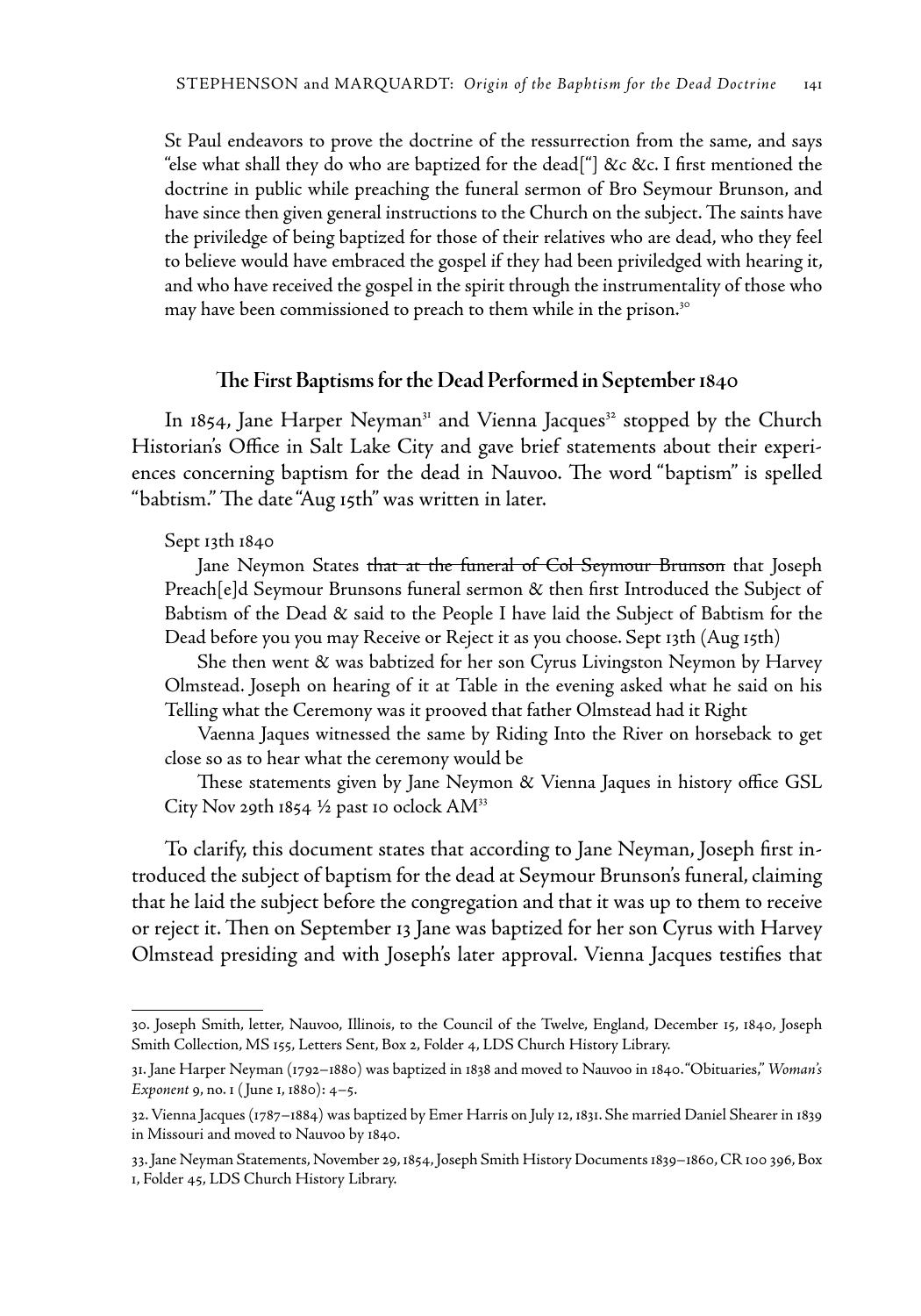St Paul endeavors to prove the doctrine of the ressurrection from the same, and says "else what shall they do who are baptized for the dead["] &c &c. I first mentioned the doctrine in public while preaching the funeral sermon of Bro Seymour Brunson, and have since then given general instructions to the Church on the subject. The saints have the priviledge of being baptized for those of their relatives who are dead, who they feel to believe would have embraced the gospel if they had been priviledged with hearing it, and who have received the gospel in the spirit through the instrumentality of those who may have been commissioned to preach to them while in the prison.[30]

## The First Baptisms for the Dead Performed in September 1840

In 1854, Jane Harper Neyman[31] and Vienna Jacques[32] stopped by the Church Historian's Office in Salt Lake City and gave brief statements about their experiences concerning baptism for the dead in Nauvoo. The word "baptism" is spelled "babtism." The date "Aug 15th" was written in later.

> Sept 13th 1840
>
> Jane Neymon States ~~that at the funeral of Col Seymour Brunson~~ that Joseph Preach[e]d Seymour Brunsons funeral sermon & then first Introduced the Subject of Babtism of the Dead & said to the People I have laid the Subject of Babtism for the Dead before you you may Receive or Reject it as you choose. Sept 13th (Aug 15th)
>
> She then went & was babtized for her son Cyrus Livingston Neymon by Harvey Olmstead. Joseph on hearing of it at Table in the evening asked what he said on his Telling what the Ceremony was it prooved that father Olmstead had it Right
>
> Vaenna Jaques witnessed the same by Riding Into the River on horseback to get close so as to hear what the ceremony would be
>
> These statements given by Jane Neymon & Vienna Jaques in history office GSL City Nov 29th 1854 ½ past 10 oclock AM[33]

To clarify, this document states that according to Jane Neyman, Joseph first introduced the subject of baptism for the dead at Seymour Brunson's funeral, claiming that he laid the subject before the congregation and that it was up to them to receive or reject it. Then on September 13 Jane was baptized for her son Cyrus with Harvey Olmstead presiding and with Joseph's later approval. Vienna Jacques testifies that

---

30. Joseph Smith, letter, Nauvoo, Illinois, to the Council of the Twelve, England, December 15, 1840, Joseph Smith Collection, MS 155, Letters Sent, Box 2, Folder 4, LDS Church History Library.

31. Jane Harper Neyman (1792–1880) was baptized in 1838 and moved to Nauvoo in 1840. "Obituaries," *Woman's Exponent* 9, no. 1 (June 1, 1880): 4–5.

32. Vienna Jacques (1787–1884) was baptized by Emer Harris on July 12, 1831. She married Daniel Shearer in 1839 in Missouri and moved to Nauvoo by 1840.

33. Jane Neyman Statements, November 29, 1854, Joseph Smith History Documents 1839–1860, CR 100 396, Box 1, Folder 45, LDS Church History Library.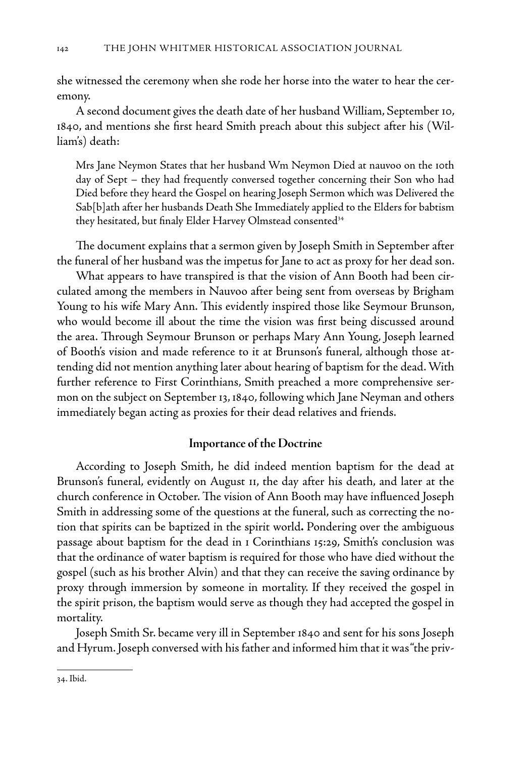she witnessed the ceremony when she rode her horse into the water to hear the ceremony.

A second document gives the death date of her husband William, September 10, 1840, and mentions she first heard Smith preach about this subject after his (William's) death:

> Mrs Jane Neymon States that her husband Wm Neymon Died at nauvoo on the 10th day of Sept – they had frequently conversed together concerning their Son who had Died before they heard the Gospel on hearing Joseph Sermon which was Delivered the Sab[b]ath after her husbands Death She Immediately applied to the Elders for babtism they hesitated, but finaly Elder Harvey Olmstead consented[34]

The document explains that a sermon given by Joseph Smith in September after the funeral of her husband was the impetus for Jane to act as proxy for her dead son.

What appears to have transpired is that the vision of Ann Booth had been circulated among the members in Nauvoo after being sent from overseas by Brigham Young to his wife Mary Ann. This evidently inspired those like Seymour Brunson, who would become ill about the time the vision was first being discussed around the area. Through Seymour Brunson or perhaps Mary Ann Young, Joseph learned of Booth's vision and made reference to it at Brunson's funeral, although those attending did not mention anything later about hearing of baptism for the dead. With further reference to First Corinthians, Smith preached a more comprehensive sermon on the subject on September 13, 1840, following which Jane Neyman and others immediately began acting as proxies for their dead relatives and friends.

## Importance of the Doctrine

According to Joseph Smith, he did indeed mention baptism for the dead at Brunson's funeral, evidently on August 11, the day after his death, and later at the church conference in October. The vision of Ann Booth may have influenced Joseph Smith in addressing some of the questions at the funeral, such as correcting the notion that spirits can be baptized in the spirit world**.** Pondering over the ambiguous passage about baptism for the dead in 1 Corinthians 15:29, Smith's conclusion was that the ordinance of water baptism is required for those who have died without the gospel (such as his brother Alvin) and that they can receive the saving ordinance by proxy through immersion by someone in mortality. If they received the gospel in the spirit prison, the baptism would serve as though they had accepted the gospel in mortality.

Joseph Smith Sr. became very ill in September 1840 and sent for his sons Joseph and Hyrum. Joseph conversed with his father and informed him that it was "the priv-

---

34. Ibid.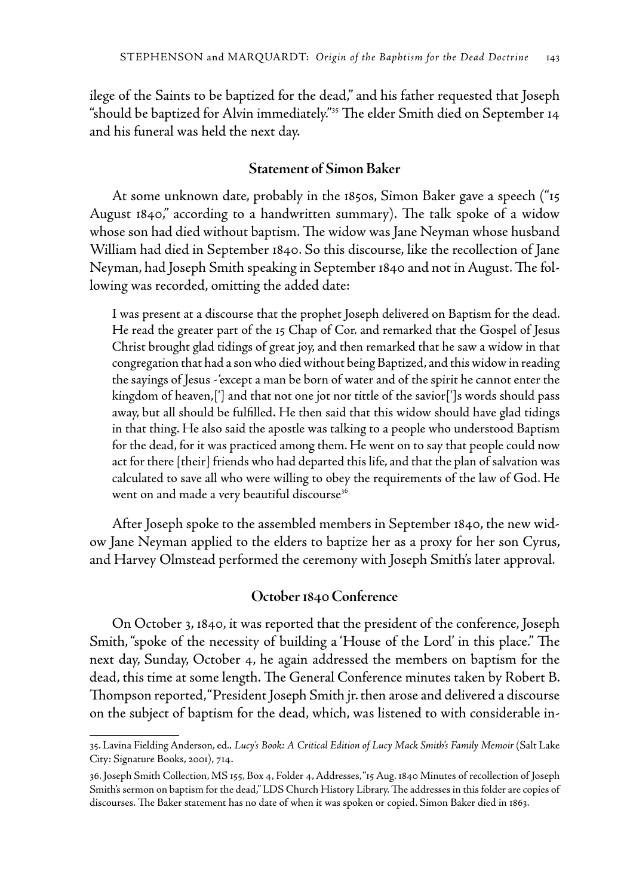ilege of the Saints to be baptized for the dead," and his father requested that Joseph "should be baptized for Alvin immediately."[35] The elder Smith died on September 14 and his funeral was held the next day.

## Statement of Simon Baker

At some unknown date, probably in the 1850s, Simon Baker gave a speech ("15 August 1840," according to a handwritten summary). The talk spoke of a widow whose son had died without baptism. The widow was Jane Neyman whose husband William had died in September 1840. So this discourse, like the recollection of Jane Neyman, had Joseph Smith speaking in September 1840 and not in August. The following was recorded, omitting the added date:

> I was present at a discourse that the prophet Joseph delivered on Baptism for the dead. He read the greater part of the 15 Chap of Cor. and remarked that the Gospel of Jesus Christ brought glad tidings of great joy, and then remarked that he saw a widow in that congregation that had a son who died without being Baptized, and this widow in reading the sayings of Jesus - 'except a man be born of water and of the spirit he cannot enter the kingdom of heaven,['] and that not one jot nor tittle of the savior[']s words should pass away, but all should be fulfilled. He then said that this widow should have glad tidings in that thing. He also said the apostle was talking to a people who understood Baptism for the dead, for it was practiced among them. He went on to say that people could now act for there [their] friends who had departed this life, and that the plan of salvation was calculated to save all who were willing to obey the requirements of the law of God. He went on and made a very beautiful discourse[36]

After Joseph spoke to the assembled members in September 1840, the new widow Jane Neyman applied to the elders to baptize her as a proxy for her son Cyrus, and Harvey Olmstead performed the ceremony with Joseph Smith's later approval.

## October 1840 Conference

On October 3, 1840, it was reported that the president of the conference, Joseph Smith, "spoke of the necessity of building a 'House of the Lord' in this place." The next day, Sunday, October 4, he again addressed the members on baptism for the dead, this time at some length. The General Conference minutes taken by Robert B. Thompson reported, "President Joseph Smith jr. then arose and delivered a discourse on the subject of baptism for the dead, which, was listened to with considerable in-

---

35. Lavina Fielding Anderson, ed., *Lucy's Book: A Critical Edition of Lucy Mack Smith's Family Memoir* (Salt Lake City: Signature Books, 2001), 714.

36. Joseph Smith Collection, MS 155, Box 4, Folder 4, Addresses, "15 Aug. 1840 Minutes of recollection of Joseph Smith's sermon on baptism for the dead," LDS Church History Library. The addresses in this folder are copies of discourses. The Baker statement has no date of when it was spoken or copied. Simon Baker died in 1863.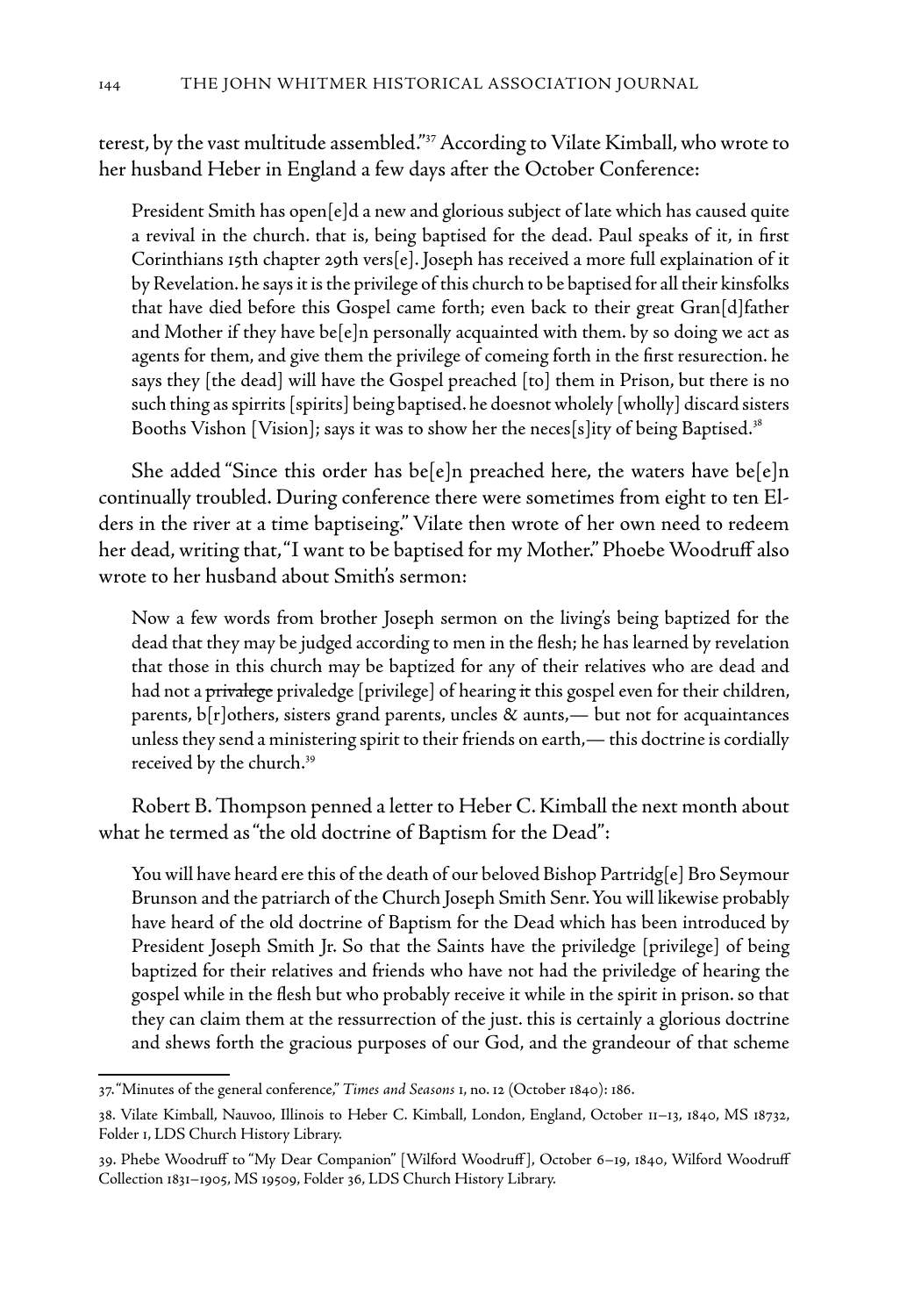terest, by the vast multitude assembled."[37] According to Vilate Kimball, who wrote to her husband Heber in England a few days after the October Conference:

> President Smith has open[e]d a new and glorious subject of late which has caused quite a revival in the church. that is, being baptised for the dead. Paul speaks of it, in first Corinthians 15th chapter 29th vers[e]. Joseph has received a more full explaination of it by Revelation. he says it is the privilege of this church to be baptised for all their kinsfolks that have died before this Gospel came forth; even back to their great Gran[d]father and Mother if they have be[e]n personally acquainted with them. by so doing we act as agents for them, and give them the privilege of comeing forth in the first resurection. he says they [the dead] will have the Gospel preached [to] them in Prison, but there is no such thing as spirrits [spirits] being baptised. he doesnot wholely [wholly] discard sisters Booths Vishon [Vision]; says it was to show her the neces[s]ity of being Baptised.[38]

She added "Since this order has be[e]n preached here, the waters have be[e]n continually troubled. During conference there were sometimes from eight to ten Elders in the river at a time baptiseing." Vilate then wrote of her own need to redeem her dead, writing that, "I want to be baptised for my Mother." Phoebe Woodruff also wrote to her husband about Smith's sermon:

> Now a few words from brother Joseph sermon on the living's being baptized for the dead that they may be judged according to men in the flesh; he has learned by revelation that those in this church may be baptized for any of their relatives who are dead and had not a ~~privalege~~ privaledge [privilege] of hearing ~~it~~ this gospel even for their children, parents, b[r]others, sisters grand parents, uncles & aunts,— but not for acquaintances unless they send a ministering spirit to their friends on earth,— this doctrine is cordially received by the church.[39]

Robert B. Thompson penned a letter to Heber C. Kimball the next month about what he termed as "the old doctrine of Baptism for the Dead":

> You will have heard ere this of the death of our beloved Bishop Partridg[e] Bro Seymour Brunson and the patriarch of the Church Joseph Smith Senr. You will likewise probably have heard of the old doctrine of Baptism for the Dead which has been introduced by President Joseph Smith Jr. So that the Saints have the priviledge [privilege] of being baptized for their relatives and friends who have not had the priviledge of hearing the gospel while in the flesh but who probably receive it while in the spirit in prison. so that they can claim them at the ressurrection of the just. this is certainly a glorious doctrine and shews forth the gracious purposes of our God, and the grandeour of that scheme

---

37. "Minutes of the general conference," *Times and Seasons* 1, no. 12 (October 1840): 186.

38. Vilate Kimball, Nauvoo, Illinois to Heber C. Kimball, London, England, October 11–13, 1840, MS 18732, Folder 1, LDS Church History Library.

39. Phebe Woodruff to "My Dear Companion" [Wilford Woodruff], October 6–19, 1840, Wilford Woodruff Collection 1831–1905, MS 19509, Folder 36, LDS Church History Library.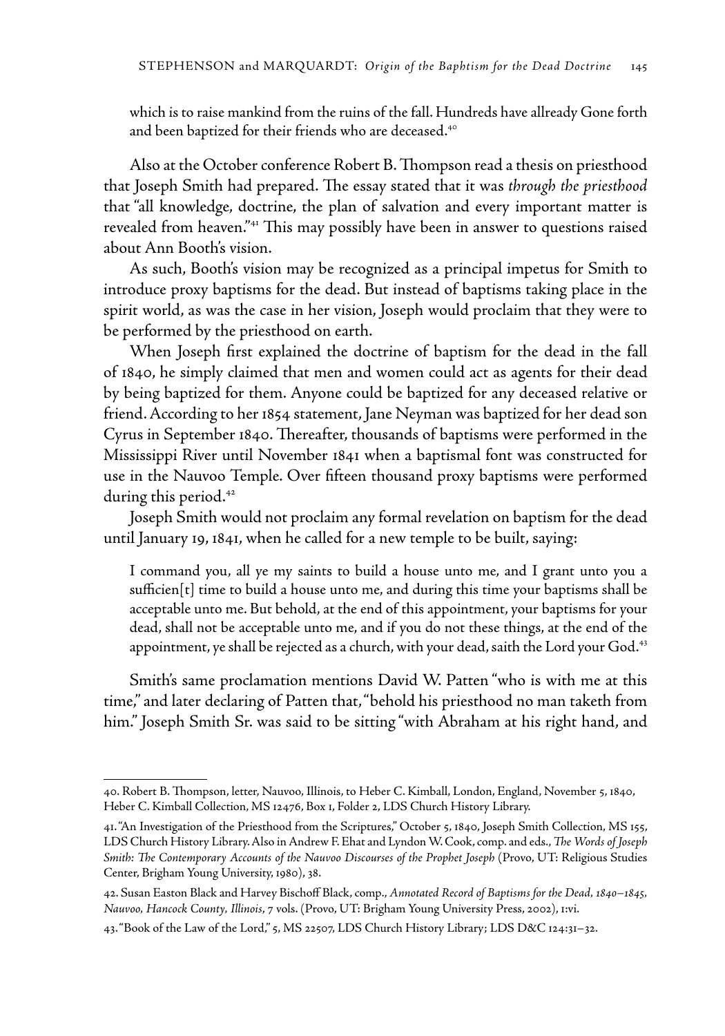which is to raise mankind from the ruins of the fall. Hundreds have allready Gone forth and been baptized for their friends who are deceased.[40]

Also at the October conference Robert B. Thompson read a thesis on priesthood that Joseph Smith had prepared. The essay stated that it was *through the priesthood* that "all knowledge, doctrine, the plan of salvation and every important matter is revealed from heaven."[41] This may possibly have been in answer to questions raised about Ann Booth's vision.

As such, Booth's vision may be recognized as a principal impetus for Smith to introduce proxy baptisms for the dead. But instead of baptisms taking place in the spirit world, as was the case in her vision, Joseph would proclaim that they were to be performed by the priesthood on earth.

When Joseph first explained the doctrine of baptism for the dead in the fall of 1840, he simply claimed that men and women could act as agents for their dead by being baptized for them. Anyone could be baptized for any deceased relative or friend. According to her 1854 statement, Jane Neyman was baptized for her dead son Cyrus in September 1840. Thereafter, thousands of baptisms were performed in the Mississippi River until November 1841 when a baptismal font was constructed for use in the Nauvoo Temple. Over fifteen thousand proxy baptisms were performed during this period.[42]

Joseph Smith would not proclaim any formal revelation on baptism for the dead until January 19, 1841, when he called for a new temple to be built, saying:

> I command you, all ye my saints to build a house unto me, and I grant unto you a sufficien[t] time to build a house unto me, and during this time your baptisms shall be acceptable unto me. But behold, at the end of this appointment, your baptisms for your dead, shall not be acceptable unto me, and if you do not these things, at the end of the appointment, ye shall be rejected as a church, with your dead, saith the Lord your God.[43]

Smith's same proclamation mentions David W. Patten "who is with me at this time," and later declaring of Patten that, "behold his priesthood no man taketh from him." Joseph Smith Sr. was said to be sitting "with Abraham at his right hand, and

---

40. Robert B. Thompson, letter, Nauvoo, Illinois, to Heber C. Kimball, London, England, November 5, 1840, Heber C. Kimball Collection, MS 12476, Box 1, Folder 2, LDS Church History Library.

41. "An Investigation of the Priesthood from the Scriptures," October 5, 1840, Joseph Smith Collection, MS 155, LDS Church History Library. Also in Andrew F. Ehat and Lyndon W. Cook, comp. and eds., *The Words of Joseph Smith: The Contemporary Accounts of the Nauvoo Discourses of the Prophet Joseph* (Provo, UT: Religious Studies Center, Brigham Young University, 1980), 38.

42. Susan Easton Black and Harvey Bischoff Black, comp., *Annotated Record of Baptisms for the Dead, 1840–1845, Nauvoo, Hancock County, Illinois*, 7 vols. (Provo, UT: Brigham Young University Press, 2002), 1:vi.

43. "Book of the Law of the Lord," 5, MS 22507, LDS Church History Library; LDS D&C 124:31–32.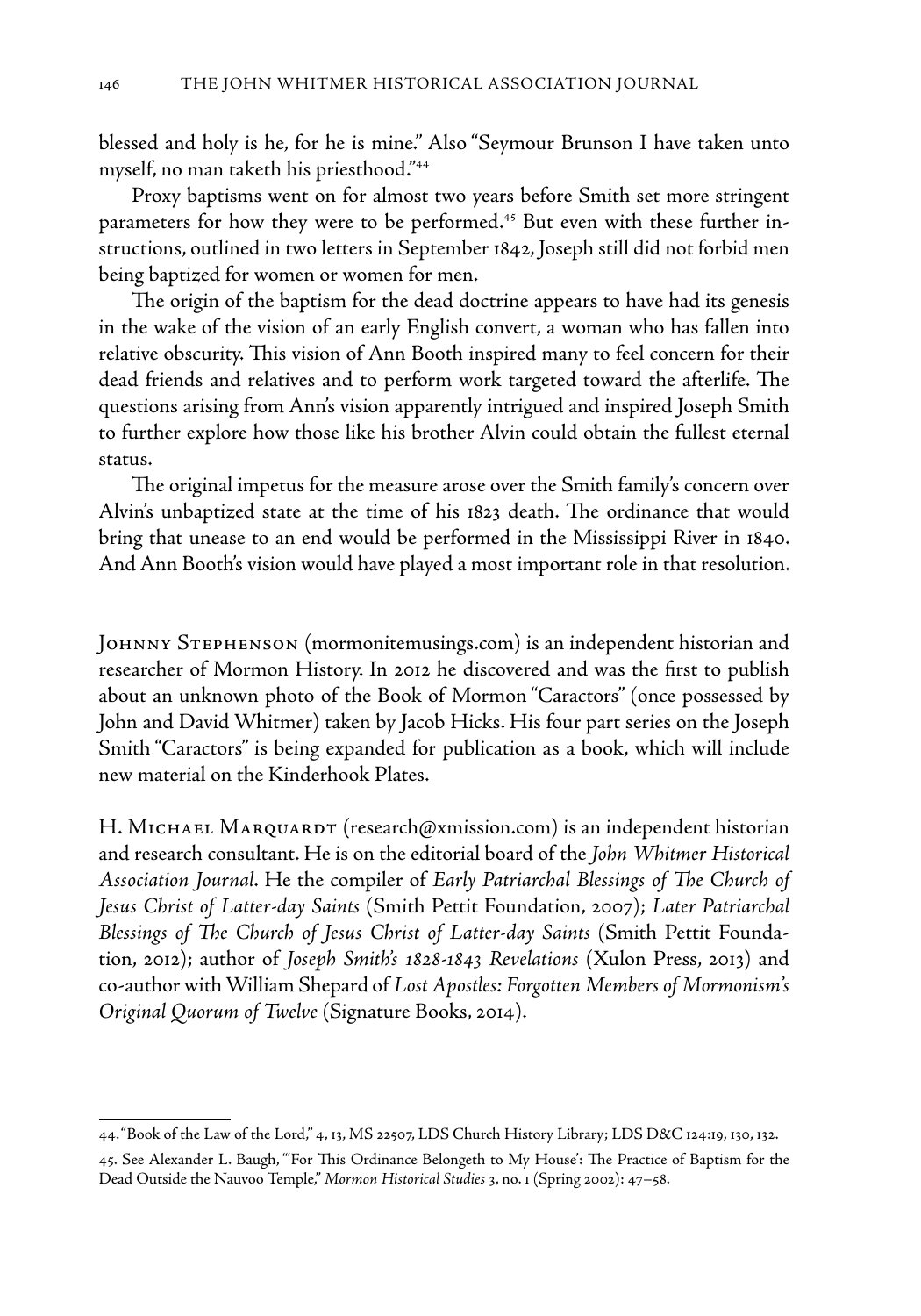blessed and holy is he, for he is mine." Also "Seymour Brunson I have taken unto myself, no man taketh his priesthood."[44]

Proxy baptisms went on for almost two years before Smith set more stringent parameters for how they were to be performed.[45] But even with these further instructions, outlined in two letters in September 1842, Joseph still did not forbid men being baptized for women or women for men.

The origin of the baptism for the dead doctrine appears to have had its genesis in the wake of the vision of an early English convert, a woman who has fallen into relative obscurity. This vision of Ann Booth inspired many to feel concern for their dead friends and relatives and to perform work targeted toward the afterlife. The questions arising from Ann's vision apparently intrigued and inspired Joseph Smith to further explore how those like his brother Alvin could obtain the fullest eternal status.

The original impetus for the measure arose over the Smith family's concern over Alvin's unbaptized state at the time of his 1823 death. The ordinance that would bring that unease to an end would be performed in the Mississippi River in 1840. And Ann Booth's vision would have played a most important role in that resolution.

Johnny Stephenson (mormonitemusings.com) is an independent historian and researcher of Mormon History. In 2012 he discovered and was the first to publish about an unknown photo of the Book of Mormon "Caractors" (once possessed by John and David Whitmer) taken by Jacob Hicks. His four part series on the Joseph Smith "Caractors" is being expanded for publication as a book, which will include new material on the Kinderhook Plates.

H. Michael Marquardt (research@xmission.com) is an independent historian and research consultant. He is on the editorial board of the *John Whitmer Historical Association Journal*. He the compiler of *Early Patriarchal Blessings of The Church of Jesus Christ of Latter-day Saints* (Smith Pettit Foundation, 2007); *Later Patriarchal Blessings of The Church of Jesus Christ of Latter-day Saints* (Smith Pettit Foundation, 2012); author of *Joseph Smith's 1828-1843 Revelations* (Xulon Press, 2013) and co-author with William Shepard of *Lost Apostles: Forgotten Members of Mormonism's Original Quorum of Twelve* (Signature Books, 2014).

---

44. "Book of the Law of the Lord," 4, 13, MS 22507, LDS Church History Library; LDS D&C 124:19, 130, 132.

45. See Alexander L. Baugh, "'For This Ordinance Belongeth to My House': The Practice of Baptism for the Dead Outside the Nauvoo Temple," *Mormon Historical Studies* 3, no. 1 (Spring 2002): 47–58.